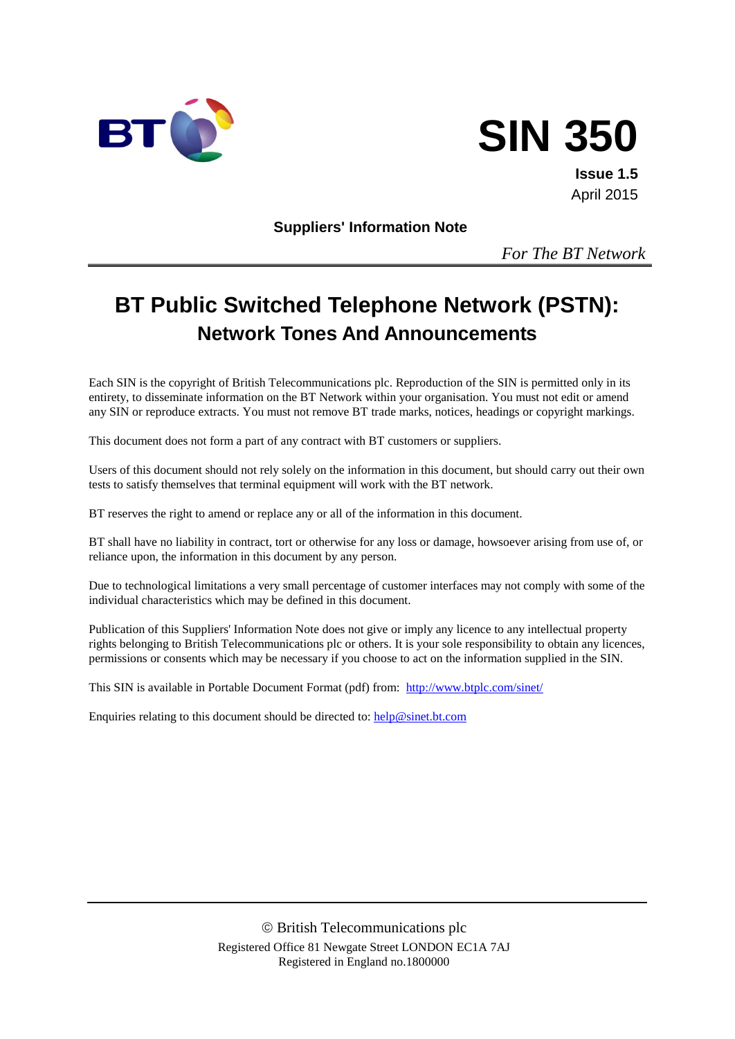BT

# SIN 350

**Issue 1.5**
April 2015

**Suppliers' Information Note**

*For The BT Network*

---

# BT Public Switched Telephone Network (PSTN):
## Network Tones And Announcements

Each SIN is the copyright of British Telecommunications plc. Reproduction of the SIN is permitted only in its entirety, to disseminate information on the BT Network within your organisation. You must not edit or amend any SIN or reproduce extracts. You must not remove BT trade marks, notices, headings or copyright markings.

This document does not form a part of any contract with BT customers or suppliers.

Users of this document should not rely solely on the information in this document, but should carry out their own tests to satisfy themselves that terminal equipment will work with the BT network.

BT reserves the right to amend or replace any or all of the information in this document.

BT shall have no liability in contract, tort or otherwise for any loss or damage, howsoever arising from use of, or reliance upon, the information in this document by any person.

Due to technological limitations a very small percentage of customer interfaces may not comply with some of the individual characteristics which may be defined in this document.

Publication of this Suppliers' Information Note does not give or imply any licence to any intellectual property rights belonging to British Telecommunications plc or others. It is your sole responsibility to obtain any licences, permissions or consents which may be necessary if you choose to act on the information supplied in the SIN.

This SIN is available in Portable Document Format (pdf) from: http://www.btplc.com/sinet/

Enquiries relating to this document should be directed to: help@sinet.bt.com

---

© British Telecommunications plc
Registered Office 81 Newgate Street LONDON EC1A 7AJ
Registered in England no.1800000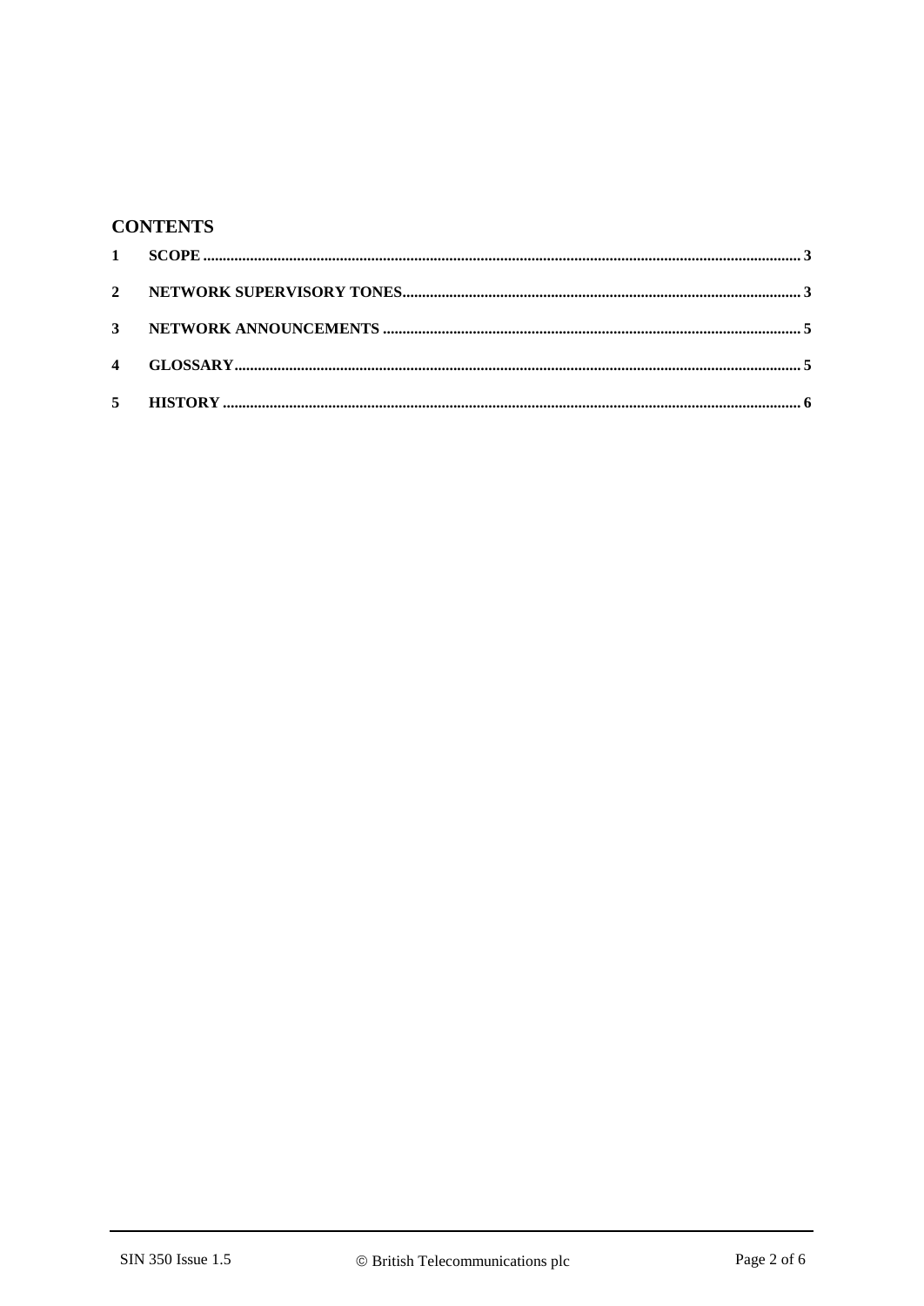## CONTENTS

| | | |
|---|---|---|
| **1** | **SCOPE** | **3** |
| **2** | **NETWORK SUPERVISORY TONES** | **3** |
| **3** | **NETWORK ANNOUNCEMENTS** | **5** |
| **4** | **GLOSSARY** | **5** |
| **5** | **HISTORY** | **6** |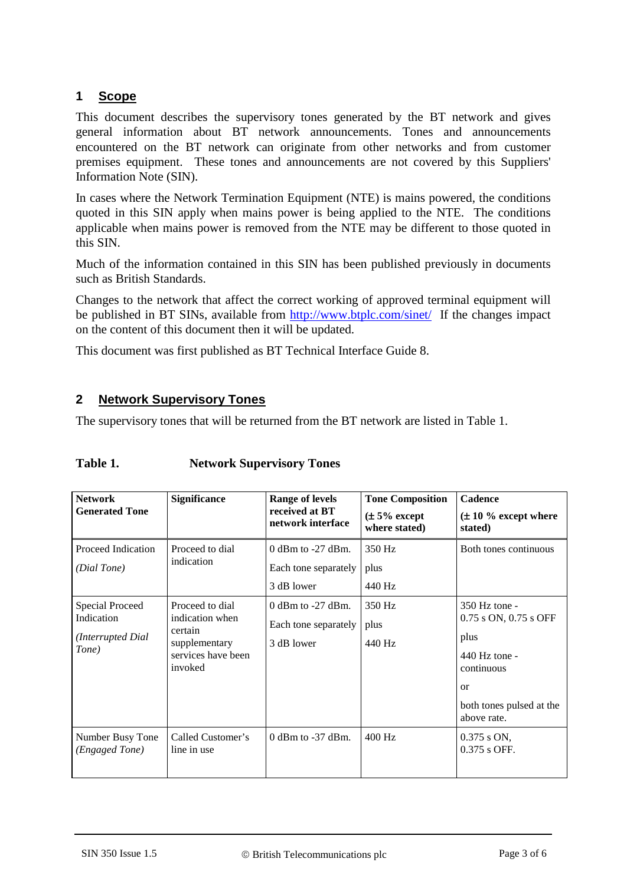## 1 Scope

This document describes the supervisory tones generated by the BT network and gives general information about BT network announcements. Tones and announcements encountered on the BT network can originate from other networks and from customer premises equipment. These tones and announcements are not covered by this Suppliers' Information Note (SIN).

In cases where the Network Termination Equipment (NTE) is mains powered, the conditions quoted in this SIN apply when mains power is being applied to the NTE. The conditions applicable when mains power is removed from the NTE may be different to those quoted in this SIN.

Much of the information contained in this SIN has been published previously in documents such as British Standards.

Changes to the network that affect the correct working of approved terminal equipment will be published in BT SINs, available from http://www.btplc.com/sinet/ If the changes impact on the content of this document then it will be updated.

This document was first published as BT Technical Interface Guide 8.

## 2 Network Supervisory Tones

The supervisory tones that will be returned from the BT network are listed in Table 1.

**Table 1. Network Supervisory Tones**

| **Network Generated Tone** | **Significance** | **Range of levels received at BT network interface** | **Tone Composition (± 5% except where stated)** | **Cadence (± 10 % except where stated)** |
|---|---|---|---|---|
| Proceed Indication *(Dial Tone)* | Proceed to dial indication | 0 dBm to -27 dBm. Each tone separately 3 dB lower | 350 Hz plus 440 Hz | Both tones continuous |
| Special Proceed Indication *(Interrupted Dial Tone)* | Proceed to dial indication when certain supplementary services have been invoked | 0 dBm to -27 dBm. Each tone separately 3 dB lower | 350 Hz plus 440 Hz | 350 Hz tone - 0.75 s ON, 0.75 s OFF plus 440 Hz tone - continuous or both tones pulsed at the above rate. |
| Number Busy Tone *(Engaged Tone)* | Called Customer's line in use | 0 dBm to -37 dBm. | 400 Hz | 0.375 s ON, 0.375 s OFF. |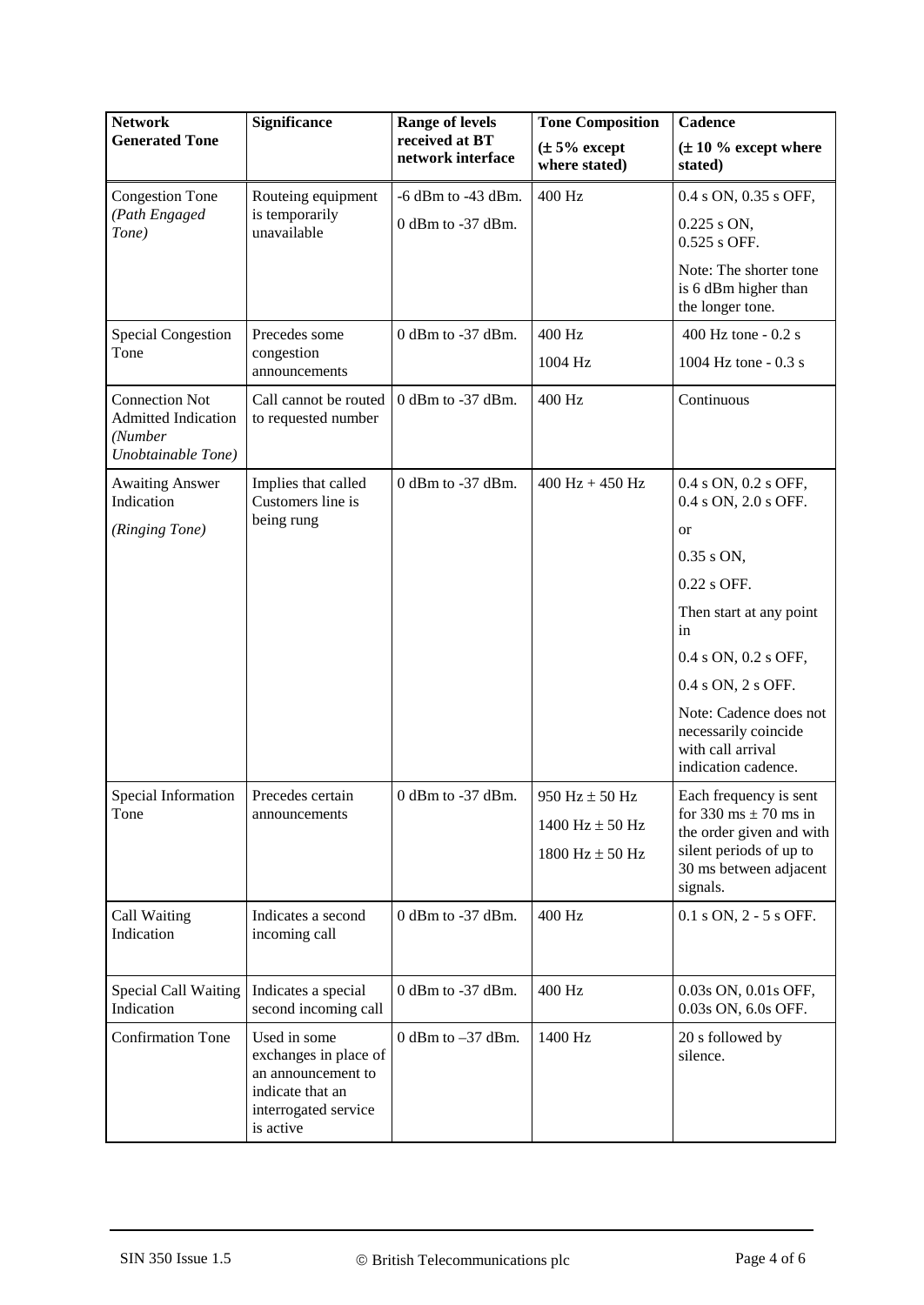| Network Generated Tone | Significance | Range of levels received at BT network interface | Tone Composition (± 5% except where stated) | Cadence (± 10 % except where stated) |
|---|---|---|---|---|
| Congestion Tone *(Path Engaged Tone)* | Routeing equipment is temporarily unavailable | -6 dBm to -43 dBm.<br>0 dBm to -37 dBm. | 400 Hz | 0.4 s ON, 0.35 s OFF,<br>0.225 s ON, 0.525 s OFF.<br>Note: The shorter tone is 6 dBm higher than the longer tone. |
| Special Congestion Tone | Precedes some congestion announcements | 0 dBm to -37 dBm. | 400 Hz<br>1004 Hz | 400 Hz tone - 0.2 s<br>1004 Hz tone - 0.3 s |
| Connection Not Admitted Indication *(Number Unobtainable Tone)* | Call cannot be routed to requested number | 0 dBm to -37 dBm. | 400 Hz | Continuous |
| Awaiting Answer Indication<br>*(Ringing Tone)* | Implies that called Customers line is being rung | 0 dBm to -37 dBm. | 400 Hz + 450 Hz | 0.4 s ON, 0.2 s OFF, 0.4 s ON, 2.0 s OFF.<br>or<br>0.35 s ON,<br>0.22 s OFF.<br>Then start at any point in<br>0.4 s ON, 0.2 s OFF,<br>0.4 s ON, 2 s OFF.<br>Note: Cadence does not necessarily coincide with call arrival indication cadence. |
| Special Information Tone | Precedes certain announcements | 0 dBm to -37 dBm. | 950 Hz ± 50 Hz<br>1400 Hz ± 50 Hz<br>1800 Hz ± 50 Hz | Each frequency is sent for 330 ms ± 70 ms in the order given and with silent periods of up to 30 ms between adjacent signals. |
| Call Waiting Indication | Indicates a second incoming call | 0 dBm to -37 dBm. | 400 Hz | 0.1 s ON, 2 - 5 s OFF. |
| Special Call Waiting Indication | Indicates a special second incoming call | 0 dBm to -37 dBm. | 400 Hz | 0.03s ON, 0.01s OFF, 0.03s ON, 6.0s OFF. |
| Confirmation Tone | Used in some exchanges in place of an announcement to indicate that an interrogated service is active | 0 dBm to –37 dBm. | 1400 Hz | 20 s followed by silence. |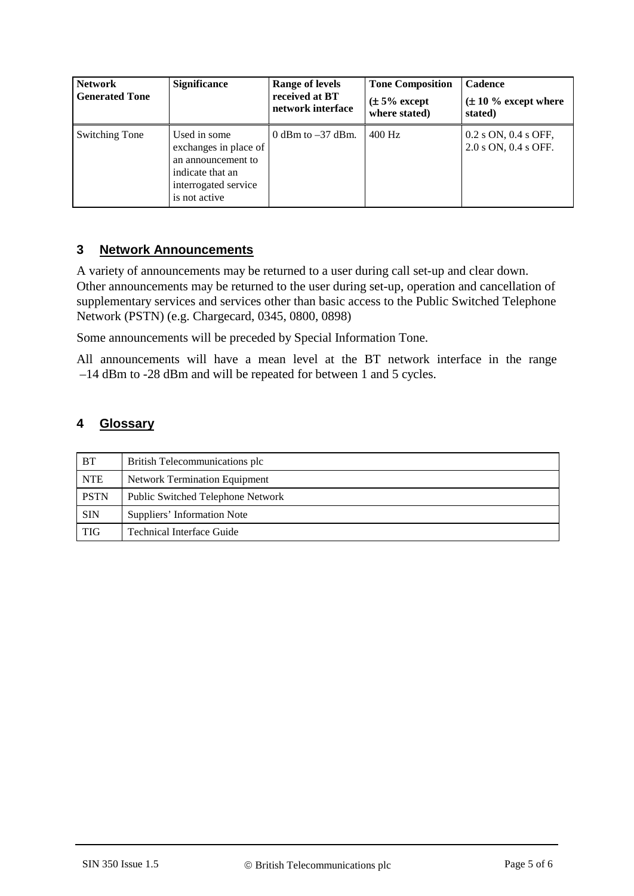| Network Generated Tone | Significance | Range of levels received at BT network interface | Tone Composition (± 5% except where stated) | Cadence (± 10 % except where stated) |
|---|---|---|---|---|
| Switching Tone | Used in some exchanges in place of an announcement to indicate that an interrogated service is not active | 0 dBm to –37 dBm. | 400 Hz | 0.2 s ON, 0.4 s OFF, 2.0 s ON, 0.4 s OFF. |

## 3 Network Announcements

A variety of announcements may be returned to a user during call set-up and clear down. Other announcements may be returned to the user during set-up, operation and cancellation of supplementary services and services other than basic access to the Public Switched Telephone Network (PSTN) (e.g. Chargecard, 0345, 0800, 0898)

Some announcements will be preceded by Special Information Tone.

All announcements will have a mean level at the BT network interface in the range –14 dBm to -28 dBm and will be repeated for between 1 and 5 cycles.

## 4 Glossary

| | |
|---|---|
| BT | British Telecommunications plc |
| NTE | Network Termination Equipment |
| PSTN | Public Switched Telephone Network |
| SIN | Suppliers' Information Note |
| TIG | Technical Interface Guide |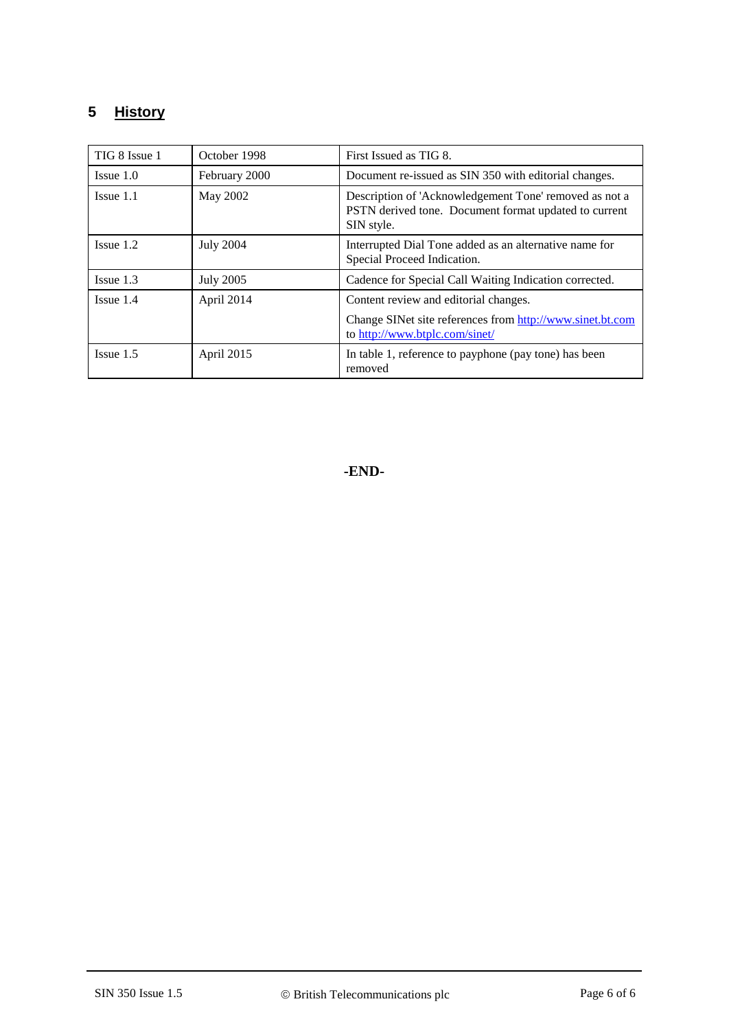## 5 History

| | | |
|---|---|---|
| TIG 8 Issue 1 | October 1998 | First Issued as TIG 8. |
| Issue 1.0 | February 2000 | Document re-issued as SIN 350 with editorial changes. |
| Issue 1.1 | May 2002 | Description of 'Acknowledgement Tone' removed as not a PSTN derived tone. Document format updated to current SIN style. |
| Issue 1.2 | July 2004 | Interrupted Dial Tone added as an alternative name for Special Proceed Indication. |
| Issue 1.3 | July 2005 | Cadence for Special Call Waiting Indication corrected. |
| Issue 1.4 | April 2014 | Content review and editorial changes.<br><br>Change SINet site references from http://www.sinet.bt.com to http://www.btplc.com/sinet/ |
| Issue 1.5 | April 2015 | In table 1, reference to payphone (pay tone) has been removed |

**-END-**